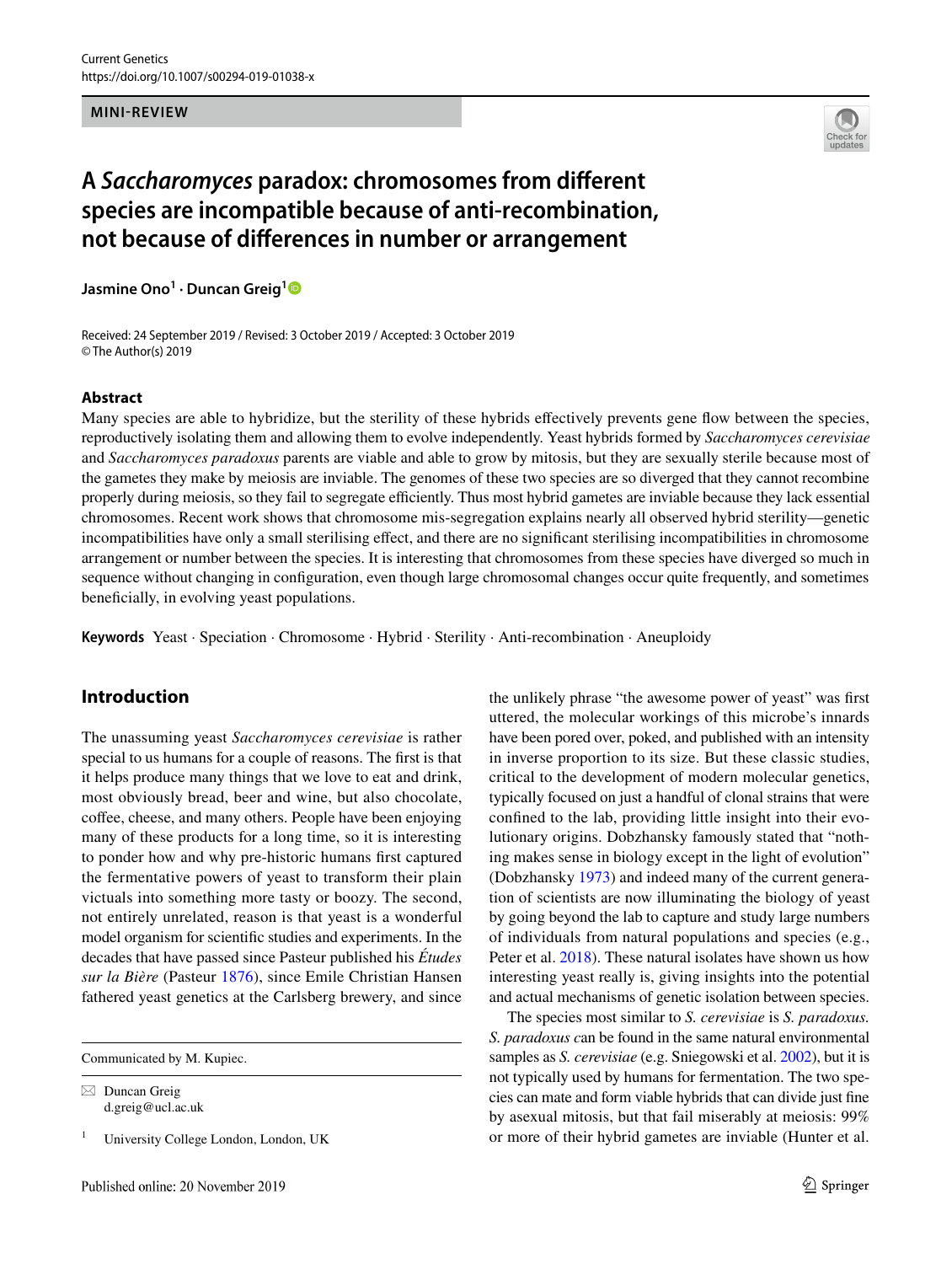MINI-REVIEW

# A *Saccharomyces* paradox: chromosomes from different species are incompatible because of anti-recombination, not because of differences in number or arrangement

**Jasmine Ono[1] · Duncan Greig[1]**

Received: 24 September 2019 / Revised: 3 October 2019 / Accepted: 3 October 2019
© The Author(s) 2019

## Abstract

Many species are able to hybridize, but the sterility of these hybrids effectively prevents gene flow between the species, reproductively isolating them and allowing them to evolve independently. Yeast hybrids formed by *Saccharomyces cerevisiae* and *Saccharomyces paradoxus* parents are viable and able to grow by mitosis, but they are sexually sterile because most of the gametes they make by meiosis are inviable. The genomes of these two species are so diverged that they cannot recombine properly during meiosis, so they fail to segregate efficiently. Thus most hybrid gametes are inviable because they lack essential chromosomes. Recent work shows that chromosome mis-segregation explains nearly all observed hybrid sterility—genetic incompatibilities have only a small sterilising effect, and there are no significant sterilising incompatibilities in chromosome arrangement or number between the species. It is interesting that chromosomes from these species have diverged so much in sequence without changing in configuration, even though large chromosomal changes occur quite frequently, and sometimes beneficially, in evolving yeast populations.

**Keywords** Yeast · Speciation · Chromosome · Hybrid · Sterility · Anti-recombination · Aneuploidy

## Introduction

The unassuming yeast *Saccharomyces cerevisiae* is rather special to us humans for a couple of reasons. The first is that it helps produce many things that we love to eat and drink, most obviously bread, beer and wine, but also chocolate, coffee, cheese, and many others. People have been enjoying many of these products for a long time, so it is interesting to ponder how and why pre-historic humans first captured the fermentative powers of yeast to transform their plain victuals into something more tasty or boozy. The second, not entirely unrelated, reason is that yeast is a wonderful model organism for scientific studies and experiments. In the decades that have passed since Pasteur published his *Études sur la Bière* (Pasteur 1876), since Emile Christian Hansen fathered yeast genetics at the Carlsberg brewery, and since the unlikely phrase "the awesome power of yeast" was first uttered, the molecular workings of this microbe's innards have been pored over, poked, and published with an intensity in inverse proportion to its size. But these classic studies, critical to the development of modern molecular genetics, typically focused on just a handful of clonal strains that were confined to the lab, providing little insight into their evolutionary origins. Dobzhansky famously stated that "nothing makes sense in biology except in the light of evolution" (Dobzhansky 1973) and indeed many of the current generation of scientists are now illuminating the biology of yeast by going beyond the lab to capture and study large numbers of individuals from natural populations and species (e.g., Peter et al. 2018). These natural isolates have shown us how interesting yeast really is, giving insights into the potential and actual mechanisms of genetic isolation between species.

The species most similar to *S. cerevisiae* is *S. paradoxus. S. paradoxus c*an be found in the same natural environmental samples as *S. cerevisiae* (e.g. Sniegowski et al. 2002), but it is not typically used by humans for fermentation. The two species can mate and form viable hybrids that can divide just fine by asexual mitosis, but that fail miserably at meiosis: 99% or more of their hybrid gametes are inviable (Hunter et al.

---

Communicated by M. Kupiec.

✉ Duncan Greig
d.greig@ucl.ac.uk

[1] University College London, London, UK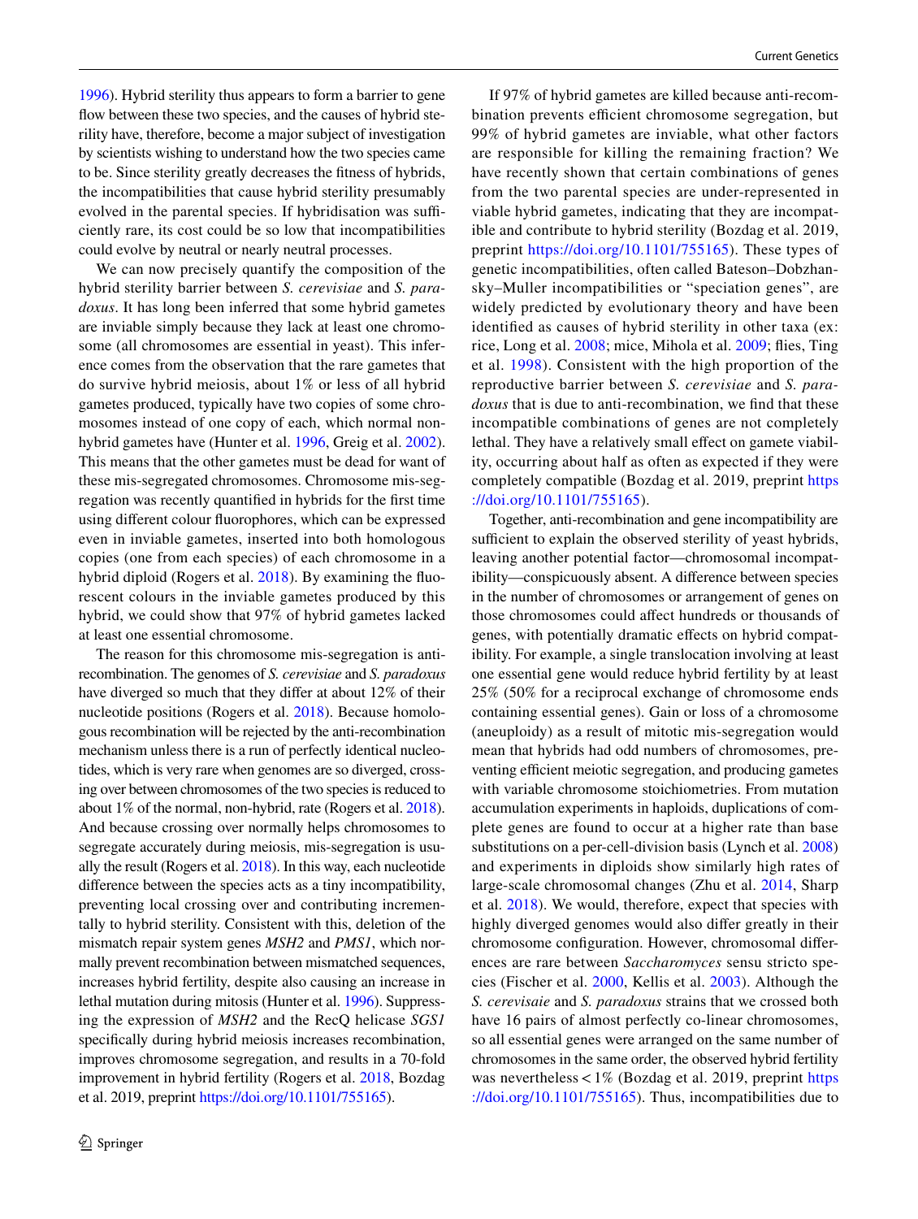1996). Hybrid sterility thus appears to form a barrier to gene flow between these two species, and the causes of hybrid sterility have, therefore, become a major subject of investigation by scientists wishing to understand how the two species came to be. Since sterility greatly decreases the fitness of hybrids, the incompatibilities that cause hybrid sterility presumably evolved in the parental species. If hybridisation was sufficiently rare, its cost could be so low that incompatibilities could evolve by neutral or nearly neutral processes.

We can now precisely quantify the composition of the hybrid sterility barrier between *S. cerevisiae* and *S. paradoxus*. It has long been inferred that some hybrid gametes are inviable simply because they lack at least one chromosome (all chromosomes are essential in yeast). This inference comes from the observation that the rare gametes that do survive hybrid meiosis, about 1% or less of all hybrid gametes produced, typically have two copies of some chromosomes instead of one copy of each, which normal non-hybrid gametes have (Hunter et al. 1996, Greig et al. 2002). This means that the other gametes must be dead for want of these mis-segregated chromosomes. Chromosome mis-segregation was recently quantified in hybrids for the first time using different colour fluorophores, which can be expressed even in inviable gametes, inserted into both homologous copies (one from each species) of each chromosome in a hybrid diploid (Rogers et al. 2018). By examining the fluorescent colours in the inviable gametes produced by this hybrid, we could show that 97% of hybrid gametes lacked at least one essential chromosome.

The reason for this chromosome mis-segregation is anti-recombination. The genomes of *S. cerevisiae* and *S. paradoxus* have diverged so much that they differ at about 12% of their nucleotide positions (Rogers et al. 2018). Because homologous recombination will be rejected by the anti-recombination mechanism unless there is a run of perfectly identical nucleotides, which is very rare when genomes are so diverged, crossing over between chromosomes of the two species is reduced to about 1% of the normal, non-hybrid, rate (Rogers et al. 2018). And because crossing over normally helps chromosomes to segregate accurately during meiosis, mis-segregation is usually the result (Rogers et al. 2018). In this way, each nucleotide difference between the species acts as a tiny incompatibility, preventing local crossing over and contributing incrementally to hybrid sterility. Consistent with this, deletion of the mismatch repair system genes *MSH2* and *PMS1*, which normally prevent recombination between mismatched sequences, increases hybrid fertility, despite also causing an increase in lethal mutation during mitosis (Hunter et al. 1996). Suppressing the expression of *MSH2* and the RecQ helicase *SGS1* specifically during hybrid meiosis increases recombination, improves chromosome segregation, and results in a 70-fold improvement in hybrid fertility (Rogers et al. 2018, Bozdag et al. 2019, preprint https://doi.org/10.1101/755165).

If 97% of hybrid gametes are killed because anti-recombination prevents efficient chromosome segregation, but 99% of hybrid gametes are inviable, what other factors are responsible for killing the remaining fraction? We have recently shown that certain combinations of genes from the two parental species are under-represented in viable hybrid gametes, indicating that they are incompatible and contribute to hybrid sterility (Bozdag et al. 2019, preprint https://doi.org/10.1101/755165). These types of genetic incompatibilities, often called Bateson–Dobzhansky–Muller incompatibilities or "speciation genes", are widely predicted by evolutionary theory and have been identified as causes of hybrid sterility in other taxa (ex: rice, Long et al. 2008; mice, Mihola et al. 2009; flies, Ting et al. 1998). Consistent with the high proportion of the reproductive barrier between *S. cerevisiae* and *S. paradoxus* that is due to anti-recombination, we find that these incompatible combinations of genes are not completely lethal. They have a relatively small effect on gamete viability, occurring about half as often as expected if they were completely compatible (Bozdag et al. 2019, preprint https://doi.org/10.1101/755165).

Together, anti-recombination and gene incompatibility are sufficient to explain the observed sterility of yeast hybrids, leaving another potential factor—chromosomal incompatibility—conspicuously absent. A difference between species in the number of chromosomes or arrangement of genes on those chromosomes could affect hundreds or thousands of genes, with potentially dramatic effects on hybrid compatibility. For example, a single translocation involving at least one essential gene would reduce hybrid fertility by at least 25% (50% for a reciprocal exchange of chromosome ends containing essential genes). Gain or loss of a chromosome (aneuploidy) as a result of mitotic mis-segregation would mean that hybrids had odd numbers of chromosomes, preventing efficient meiotic segregation, and producing gametes with variable chromosome stoichiometries. From mutation accumulation experiments in haploids, duplications of complete genes are found to occur at a higher rate than base substitutions on a per-cell-division basis (Lynch et al. 2008) and experiments in diploids show similarly high rates of large-scale chromosomal changes (Zhu et al. 2014, Sharp et al. 2018). We would, therefore, expect that species with highly diverged genomes would also differ greatly in their chromosome configuration. However, chromosomal differences are rare between *Saccharomyces* sensu stricto species (Fischer et al. 2000, Kellis et al. 2003). Although the *S. cerevisaie* and *S. paradoxus* strains that we crossed both have 16 pairs of almost perfectly co-linear chromosomes, so all essential genes were arranged on the same number of chromosomes in the same order, the observed hybrid fertility was nevertheless < 1% (Bozdag et al. 2019, preprint https://doi.org/10.1101/755165). Thus, incompatibilities due to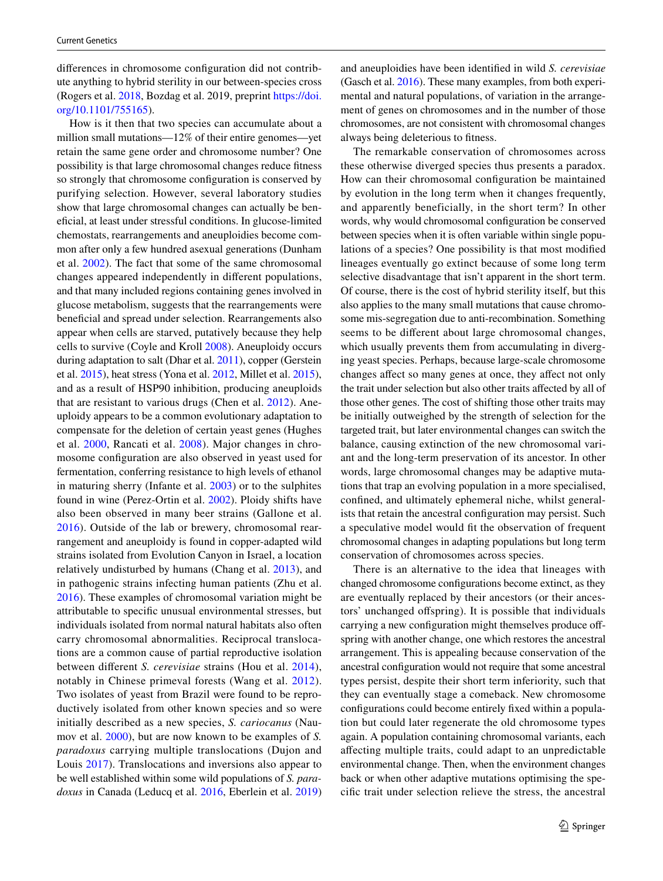differences in chromosome configuration did not contribute anything to hybrid sterility in our between-species cross (Rogers et al. 2018, Bozdag et al. 2019, preprint https://doi.org/10.1101/755165).

How is it then that two species can accumulate about a million small mutations—12% of their entire genomes—yet retain the same gene order and chromosome number? One possibility is that large chromosomal changes reduce fitness so strongly that chromosome configuration is conserved by purifying selection. However, several laboratory studies show that large chromosomal changes can actually be beneficial, at least under stressful conditions. In glucose-limited chemostats, rearrangements and aneuploidies become common after only a few hundred asexual generations (Dunham et al. 2002). The fact that some of the same chromosomal changes appeared independently in different populations, and that many included regions containing genes involved in glucose metabolism, suggests that the rearrangements were beneficial and spread under selection. Rearrangements also appear when cells are starved, putatively because they help cells to survive (Coyle and Kroll 2008). Aneuploidy occurs during adaptation to salt (Dhar et al. 2011), copper (Gerstein et al. 2015), heat stress (Yona et al. 2012, Millet et al. 2015), and as a result of HSP90 inhibition, producing aneuploids that are resistant to various drugs (Chen et al. 2012). Aneuploidy appears to be a common evolutionary adaptation to compensate for the deletion of certain yeast genes (Hughes et al. 2000, Rancati et al. 2008). Major changes in chromosome configuration are also observed in yeast used for fermentation, conferring resistance to high levels of ethanol in maturing sherry (Infante et al. 2003) or to the sulphites found in wine (Perez-Ortin et al. 2002). Ploidy shifts have also been observed in many beer strains (Gallone et al. 2016). Outside of the lab or brewery, chromosomal rearrangement and aneuploidy is found in copper-adapted wild strains isolated from Evolution Canyon in Israel, a location relatively undisturbed by humans (Chang et al. 2013), and in pathogenic strains infecting human patients (Zhu et al. 2016). These examples of chromosomal variation might be attributable to specific unusual environmental stresses, but individuals isolated from normal natural habitats also often carry chromosomal abnormalities. Reciprocal translocations are a common cause of partial reproductive isolation between different *S. cerevisiae* strains (Hou et al. 2014), notably in Chinese primeval forests (Wang et al. 2012). Two isolates of yeast from Brazil were found to be reproductively isolated from other known species and so were initially described as a new species, *S. cariocanus* (Naumov et al. 2000), but are now known to be examples of *S. paradoxus* carrying multiple translocations (Dujon and Louis 2017). Translocations and inversions also appear to be well established within some wild populations of *S. paradoxus* in Canada (Leducq et al. 2016, Eberlein et al. 2019) and aneuploidies have been identified in wild *S. cerevisiae* (Gasch et al. 2016). These many examples, from both experimental and natural populations, of variation in the arrangement of genes on chromosomes and in the number of those chromosomes, are not consistent with chromosomal changes always being deleterious to fitness.

The remarkable conservation of chromosomes across these otherwise diverged species thus presents a paradox. How can their chromosomal configuration be maintained by evolution in the long term when it changes frequently, and apparently beneficially, in the short term? In other words, why would chromosomal configuration be conserved between species when it is often variable within single populations of a species? One possibility is that most modified lineages eventually go extinct because of some long term selective disadvantage that isn't apparent in the short term. Of course, there is the cost of hybrid sterility itself, but this also applies to the many small mutations that cause chromosome mis-segregation due to anti-recombination. Something seems to be different about large chromosomal changes, which usually prevents them from accumulating in diverging yeast species. Perhaps, because large-scale chromosome changes affect so many genes at once, they affect not only the trait under selection but also other traits affected by all of those other genes. The cost of shifting those other traits may be initially outweighed by the strength of selection for the targeted trait, but later environmental changes can switch the balance, causing extinction of the new chromosomal variant and the long-term preservation of its ancestor. In other words, large chromosomal changes may be adaptive mutations that trap an evolving population in a more specialised, confined, and ultimately ephemeral niche, whilst generalists that retain the ancestral configuration may persist. Such a speculative model would fit the observation of frequent chromosomal changes in adapting populations but long term conservation of chromosomes across species.

There is an alternative to the idea that lineages with changed chromosome configurations become extinct, as they are eventually replaced by their ancestors (or their ancestors' unchanged offspring). It is possible that individuals carrying a new configuration might themselves produce offspring with another change, one which restores the ancestral arrangement. This is appealing because conservation of the ancestral configuration would not require that some ancestral types persist, despite their short term inferiority, such that they can eventually stage a comeback. New chromosome configurations could become entirely fixed within a population but could later regenerate the old chromosome types again. A population containing chromosomal variants, each affecting multiple traits, could adapt to an unpredictable environmental change. Then, when the environment changes back or when other adaptive mutations optimising the specific trait under selection relieve the stress, the ancestral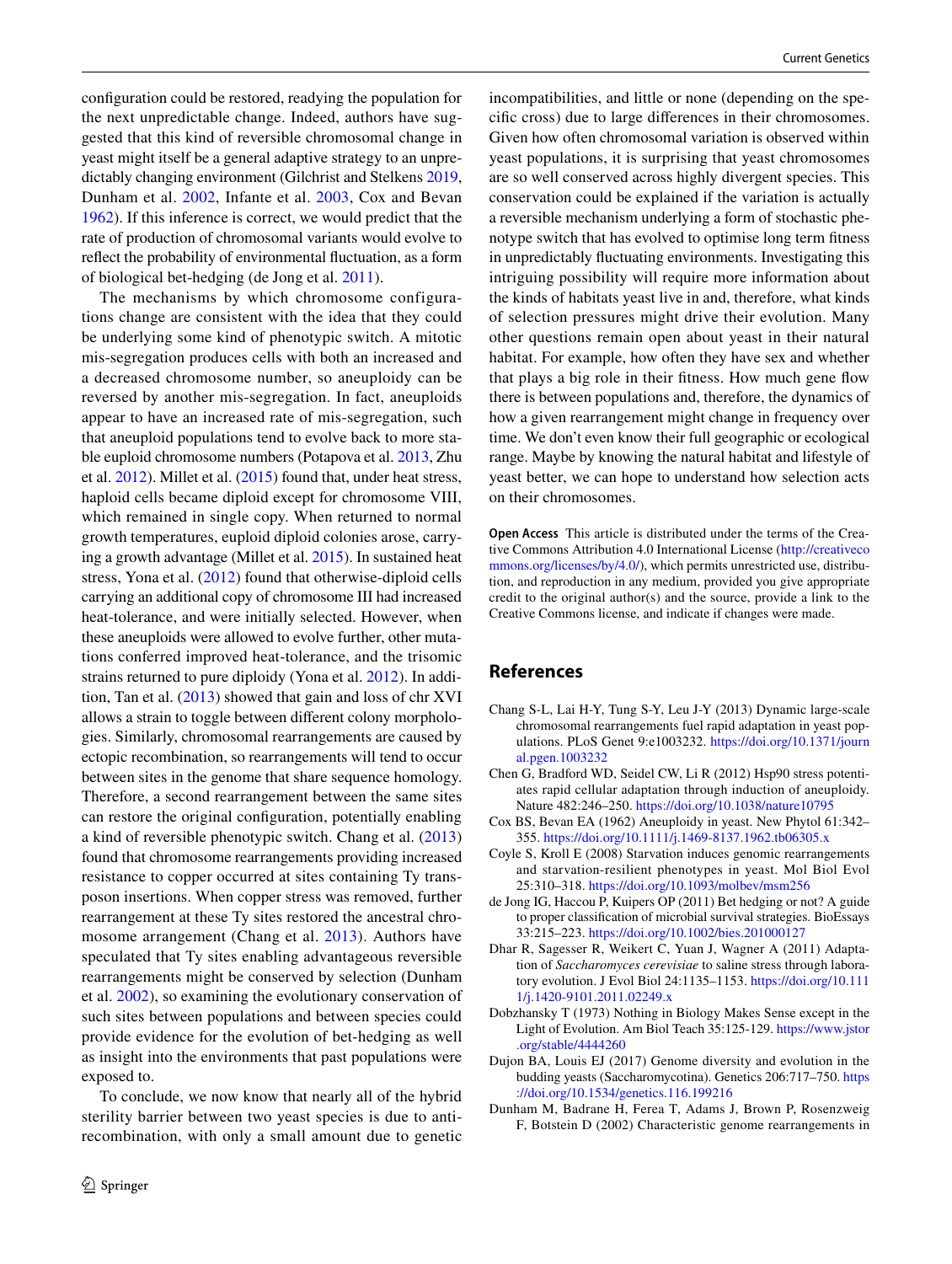configuration could be restored, readying the population for the next unpredictable change. Indeed, authors have suggested that this kind of reversible chromosomal change in yeast might itself be a general adaptive strategy to an unpredictably changing environment (Gilchrist and Stelkens 2019, Dunham et al. 2002, Infante et al. 2003, Cox and Bevan 1962). If this inference is correct, we would predict that the rate of production of chromosomal variants would evolve to reflect the probability of environmental fluctuation, as a form of biological bet-hedging (de Jong et al. 2011).

The mechanisms by which chromosome configurations change are consistent with the idea that they could be underlying some kind of phenotypic switch. A mitotic mis-segregation produces cells with both an increased and a decreased chromosome number, so aneuploidy can be reversed by another mis-segregation. In fact, aneuploids appear to have an increased rate of mis-segregation, such that aneuploid populations tend to evolve back to more stable euploid chromosome numbers (Potapova et al. 2013, Zhu et al. 2012). Millet et al. (2015) found that, under heat stress, haploid cells became diploid except for chromosome VIII, which remained in single copy. When returned to normal growth temperatures, euploid diploid colonies arose, carrying a growth advantage (Millet et al. 2015). In sustained heat stress, Yona et al. (2012) found that otherwise-diploid cells carrying an additional copy of chromosome III had increased heat-tolerance, and were initially selected. However, when these aneuploids were allowed to evolve further, other mutations conferred improved heat-tolerance, and the trisomic strains returned to pure diploidy (Yona et al. 2012). In addition, Tan et al. (2013) showed that gain and loss of chr XVI allows a strain to toggle between different colony morphologies. Similarly, chromosomal rearrangements are caused by ectopic recombination, so rearrangements will tend to occur between sites in the genome that share sequence homology. Therefore, a second rearrangement between the same sites can restore the original configuration, potentially enabling a kind of reversible phenotypic switch. Chang et al. (2013) found that chromosome rearrangements providing increased resistance to copper occurred at sites containing Ty transposon insertions. When copper stress was removed, further rearrangement at these Ty sites restored the ancestral chromosome arrangement (Chang et al. 2013). Authors have speculated that Ty sites enabling advantageous reversible rearrangements might be conserved by selection (Dunham et al. 2002), so examining the evolutionary conservation of such sites between populations and between species could provide evidence for the evolution of bet-hedging as well as insight into the environments that past populations were exposed to.

To conclude, we now know that nearly all of the hybrid sterility barrier between two yeast species is due to anti-recombination, with only a small amount due to genetic incompatibilities, and little or none (depending on the specific cross) due to large differences in their chromosomes. Given how often chromosomal variation is observed within yeast populations, it is surprising that yeast chromosomes are so well conserved across highly divergent species. This conservation could be explained if the variation is actually a reversible mechanism underlying a form of stochastic phenotype switch that has evolved to optimise long term fitness in unpredictably fluctuating environments. Investigating this intriguing possibility will require more information about the kinds of habitats yeast live in and, therefore, what kinds of selection pressures might drive their evolution. Many other questions remain open about yeast in their natural habitat. For example, how often they have sex and whether that plays a big role in their fitness. How much gene flow there is between populations and, therefore, the dynamics of how a given rearrangement might change in frequency over time. We don't even know their full geographic or ecological range. Maybe by knowing the natural habitat and lifestyle of yeast better, we can hope to understand how selection acts on their chromosomes.

**Open Access** This article is distributed under the terms of the Creative Commons Attribution 4.0 International License (http://creativecommons.org/licenses/by/4.0/), which permits unrestricted use, distribution, and reproduction in any medium, provided you give appropriate credit to the original author(s) and the source, provide a link to the Creative Commons license, and indicate if changes were made.

## References

Chang S-L, Lai H-Y, Tung S-Y, Leu J-Y (2013) Dynamic large-scale chromosomal rearrangements fuel rapid adaptation in yeast populations. PLoS Genet 9:e1003232. https://doi.org/10.1371/journal.pgen.1003232

Chen G, Bradford WD, Seidel CW, Li R (2012) Hsp90 stress potentiates rapid cellular adaptation through induction of aneuploidy. Nature 482:246–250. https://doi.org/10.1038/nature10795

Cox BS, Bevan EA (1962) Aneuploidy in yeast. New Phytol 61:342–355. https://doi.org/10.1111/j.1469-8137.1962.tb06305.x

Coyle S, Kroll E (2008) Starvation induces genomic rearrangements and starvation-resilient phenotypes in yeast. Mol Biol Evol 25:310–318. https://doi.org/10.1093/molbev/msm256

de Jong IG, Haccou P, Kuipers OP (2011) Bet hedging or not? A guide to proper classification of microbial survival strategies. BioEssays 33:215–223. https://doi.org/10.1002/bies.201000127

Dhar R, Sagesser R, Weikert C, Yuan J, Wagner A (2011) Adaptation of *Saccharomyces cerevisiae* to saline stress through laboratory evolution. J Evol Biol 24:1135–1153. https://doi.org/10.1111/j.1420-9101.2011.02249.x

Dobzhansky T (1973) Nothing in Biology Makes Sense except in the Light of Evolution. Am Biol Teach 35:125-129. https://www.jstor.org/stable/4444260

Dujon BA, Louis EJ (2017) Genome diversity and evolution in the budding yeasts (Saccharomycotina). Genetics 206:717–750. https://doi.org/10.1534/genetics.116.199216

Dunham M, Badrane H, Ferea T, Adams J, Brown P, Rosenzweig F, Botstein D (2002) Characteristic genome rearrangements in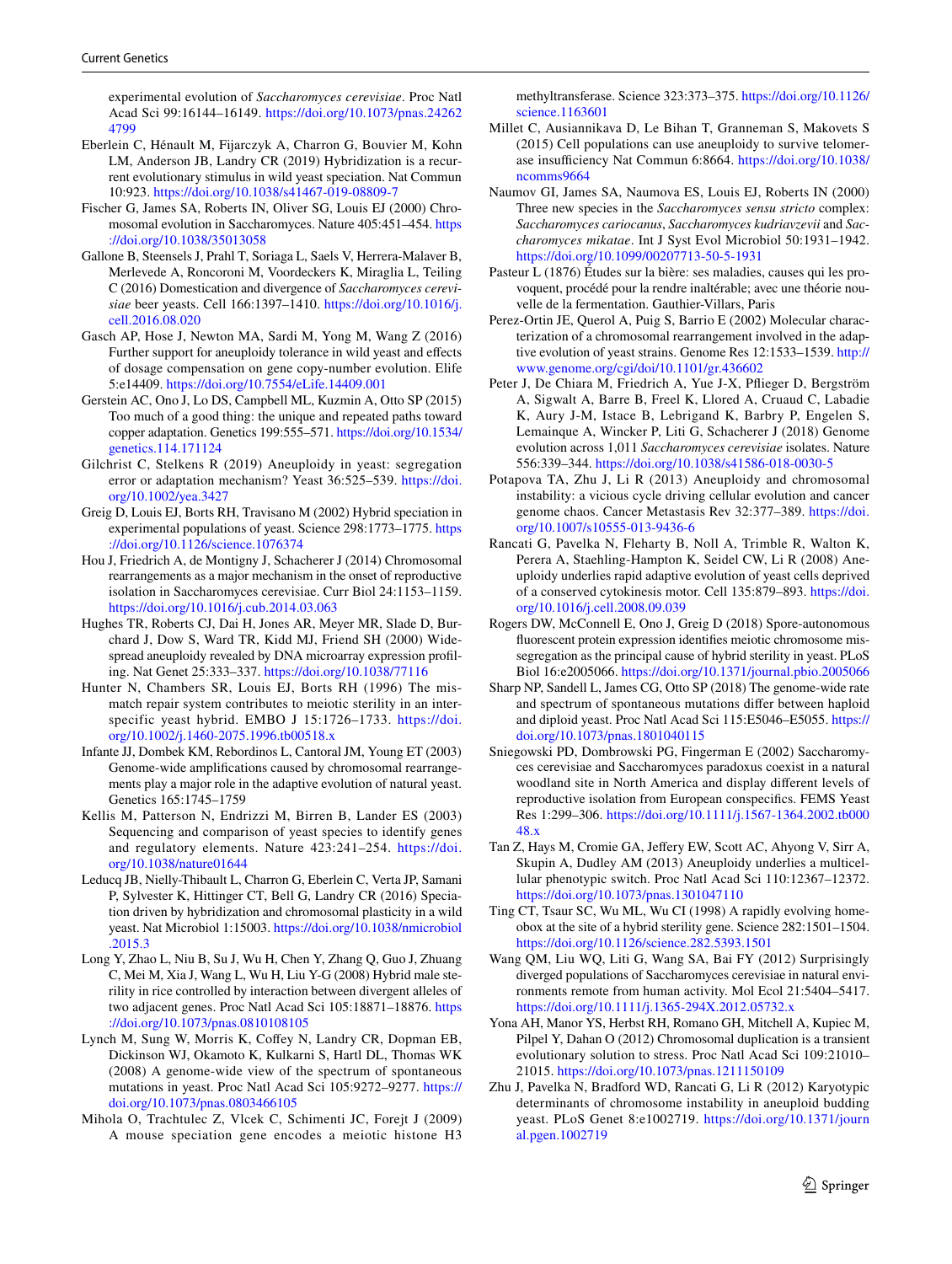experimental evolution of *Saccharomyces cerevisiae*. Proc Natl Acad Sci 99:16144–16149. https://doi.org/10.1073/pnas.242624799

Eberlein C, Hénault M, Fijarczyk A, Charron G, Bouvier M, Kohn LM, Anderson JB, Landry CR (2019) Hybridization is a recurrent evolutionary stimulus in wild yeast speciation. Nat Commun 10:923. https://doi.org/10.1038/s41467-019-08809-7

Fischer G, James SA, Roberts IN, Oliver SG, Louis EJ (2000) Chromosomal evolution in Saccharomyces. Nature 405:451–454. https://doi.org/10.1038/35013058

Gallone B, Steensels J, Prahl T, Soriaga L, Saels V, Herrera-Malaver B, Merlevede A, Roncoroni M, Voordeckers K, Miraglia L, Teiling C (2016) Domestication and divergence of *Saccharomyces cerevisiae* beer yeasts. Cell 166:1397–1410. https://doi.org/10.1016/j.cell.2016.08.020

Gasch AP, Hose J, Newton MA, Sardi M, Yong M, Wang Z (2016) Further support for aneuploidy tolerance in wild yeast and effects of dosage compensation on gene copy-number evolution. Elife 5:e14409. https://doi.org/10.7554/eLife.14409.001

Gerstein AC, Ono J, Lo DS, Campbell ML, Kuzmin A, Otto SP (2015) Too much of a good thing: the unique and repeated paths toward copper adaptation. Genetics 199:555–571. https://doi.org/10.1534/genetics.114.171124

Gilchrist C, Stelkens R (2019) Aneuploidy in yeast: segregation error or adaptation mechanism? Yeast 36:525–539. https://doi.org/10.1002/yea.3427

Greig D, Louis EJ, Borts RH, Travisano M (2002) Hybrid speciation in experimental populations of yeast. Science 298:1773–1775. https://doi.org/10.1126/science.1076374

Hou J, Friedrich A, de Montigny J, Schacherer J (2014) Chromosomal rearrangements as a major mechanism in the onset of reproductive isolation in Saccharomyces cerevisiae. Curr Biol 24:1153–1159. https://doi.org/10.1016/j.cub.2014.03.063

Hughes TR, Roberts CJ, Dai H, Jones AR, Meyer MR, Slade D, Burchard J, Dow S, Ward TR, Kidd MJ, Friend SH (2000) Widespread aneuploidy revealed by DNA microarray expression profiling. Nat Genet 25:333–337. https://doi.org/10.1038/77116

Hunter N, Chambers SR, Louis EJ, Borts RH (1996) The mismatch repair system contributes to meiotic sterility in an interspecific yeast hybrid. EMBO J 15:1726–1733. https://doi.org/10.1002/j.1460-2075.1996.tb00518.x

Infante JJ, Dombek KM, Rebordinos L, Cantoral JM, Young ET (2003) Genome-wide amplifications caused by chromosomal rearrangements play a major role in the adaptive evolution of natural yeast. Genetics 165:1745–1759

Kellis M, Patterson N, Endrizzi M, Birren B, Lander ES (2003) Sequencing and comparison of yeast species to identify genes and regulatory elements. Nature 423:241–254. https://doi.org/10.1038/nature01644

Leducq JB, Nielly-Thibault L, Charron G, Eberlein C, Verta JP, Samani P, Sylvester K, Hittinger CT, Bell G, Landry CR (2016) Speciation driven by hybridization and chromosomal plasticity in a wild yeast. Nat Microbiol 1:15003. https://doi.org/10.1038/nmicrobiol.2015.3

Long Y, Zhao L, Niu B, Su J, Wu H, Chen Y, Zhang Q, Guo J, Zhuang C, Mei M, Xia J, Wang L, Wu H, Liu Y-G (2008) Hybrid male sterility in rice controlled by interaction between divergent alleles of two adjacent genes. Proc Natl Acad Sci 105:18871–18876. https://doi.org/10.1073/pnas.0810108105

Lynch M, Sung W, Morris K, Coffey N, Landry CR, Dopman EB, Dickinson WJ, Okamoto K, Kulkarni S, Hartl DL, Thomas WK (2008) A genome-wide view of the spectrum of spontaneous mutations in yeast. Proc Natl Acad Sci 105:9272–9277. https://doi.org/10.1073/pnas.0803466105

Mihola O, Trachtulec Z, Vlcek C, Schimenti JC, Forejt J (2009) A mouse speciation gene encodes a meiotic histone H3 methyltransferase. Science 323:373–375. https://doi.org/10.1126/science.1163601

Millet C, Ausiannikava D, Le Bihan T, Granneman S, Makovets S (2015) Cell populations can use aneuploidy to survive telomerase insufficiency Nat Commun 6:8664. https://doi.org/10.1038/ncomms9664

Naumov GI, James SA, Naumova ES, Louis EJ, Roberts IN (2000) Three new species in the *Saccharomyces sensu stricto* complex: *Saccharomyces cariocanus*, *Saccharomyces kudriavzevii* and *Saccharomyces mikatae*. Int J Syst Evol Microbiol 50:1931–1942. https://doi.org/10.1099/00207713-50-5-1931

Pasteur L (1876) Études sur la bière: ses maladies, causes qui les provoquent, procédé pour la rendre inaltérable; avec une théorie nouvelle de la fermentation. Gauthier-Villars, Paris

Perez-Ortin JE, Querol A, Puig S, Barrio E (2002) Molecular characterization of a chromosomal rearrangement involved in the adaptive evolution of yeast strains. Genome Res 12:1533–1539. http://www.genome.org/cgi/doi/10.1101/gr.436602

Peter J, De Chiara M, Friedrich A, Yue J-X, Pflieger D, Bergström A, Sigwalt A, Barre B, Freel K, Llored A, Cruaud C, Labadie K, Aury J-M, Istace B, Lebrigand K, Barbry P, Engelen S, Lemainque A, Wincker P, Liti G, Schacherer J (2018) Genome evolution across 1,011 *Saccharomyces cerevisiae* isolates. Nature 556:339–344. https://doi.org/10.1038/s41586-018-0030-5

Potapova TA, Zhu J, Li R (2013) Aneuploidy and chromosomal instability: a vicious cycle driving cellular evolution and cancer genome chaos. Cancer Metastasis Rev 32:377–389. https://doi.org/10.1007/s10555-013-9436-6

Rancati G, Pavelka N, Fleharty B, Noll A, Trimble R, Walton K, Perera A, Staehling-Hampton K, Seidel CW, Li R (2008) Aneuploidy underlies rapid adaptive evolution of yeast cells deprived of a conserved cytokinesis motor. Cell 135:879–893. https://doi.org/10.1016/j.cell.2008.09.039

Rogers DW, McConnell E, Ono J, Greig D (2018) Spore-autonomous fluorescent protein expression identifies meiotic chromosome mis-segregation as the principal cause of hybrid sterility in yeast. PLoS Biol 16:e2005066. https://doi.org/10.1371/journal.pbio.2005066

Sharp NP, Sandell L, James CG, Otto SP (2018) The genome-wide rate and spectrum of spontaneous mutations differ between haploid and diploid yeast. Proc Natl Acad Sci 115:E5046–E5055. https://doi.org/10.1073/pnas.1801040115

Sniegowski PD, Dombrowski PG, Fingerman E (2002) Saccharomyces cerevisiae and Saccharomyces paradoxus coexist in a natural woodland site in North America and display different levels of reproductive isolation from European conspecifics. FEMS Yeast Res 1:299–306. https://doi.org/10.1111/j.1567-1364.2002.tb00048.x

Tan Z, Hays M, Cromie GA, Jeffery EW, Scott AC, Ahyong V, Sirr A, Skupin A, Dudley AM (2013) Aneuploidy underlies a multicellular phenotypic switch. Proc Natl Acad Sci 110:12367–12372. https://doi.org/10.1073/pnas.1301047110

Ting CT, Tsaur SC, Wu ML, Wu CI (1998) A rapidly evolving homeobox at the site of a hybrid sterility gene. Science 282:1501–1504. https://doi.org/10.1126/science.282.5393.1501

Wang QM, Liu WQ, Liti G, Wang SA, Bai FY (2012) Surprisingly diverged populations of Saccharomyces cerevisiae in natural environments remote from human activity. Mol Ecol 21:5404–5417. https://doi.org/10.1111/j.1365-294X.2012.05732.x

Yona AH, Manor YS, Herbst RH, Romano GH, Mitchell A, Kupiec M, Pilpel Y, Dahan O (2012) Chromosomal duplication is a transient evolutionary solution to stress. Proc Natl Acad Sci 109:21010–21015. https://doi.org/10.1073/pnas.1211150109

Zhu J, Pavelka N, Bradford WD, Rancati G, Li R (2012) Karyotypic determinants of chromosome instability in aneuploid budding yeast. PLoS Genet 8:e1002719. https://doi.org/10.1371/journal.pgen.1002719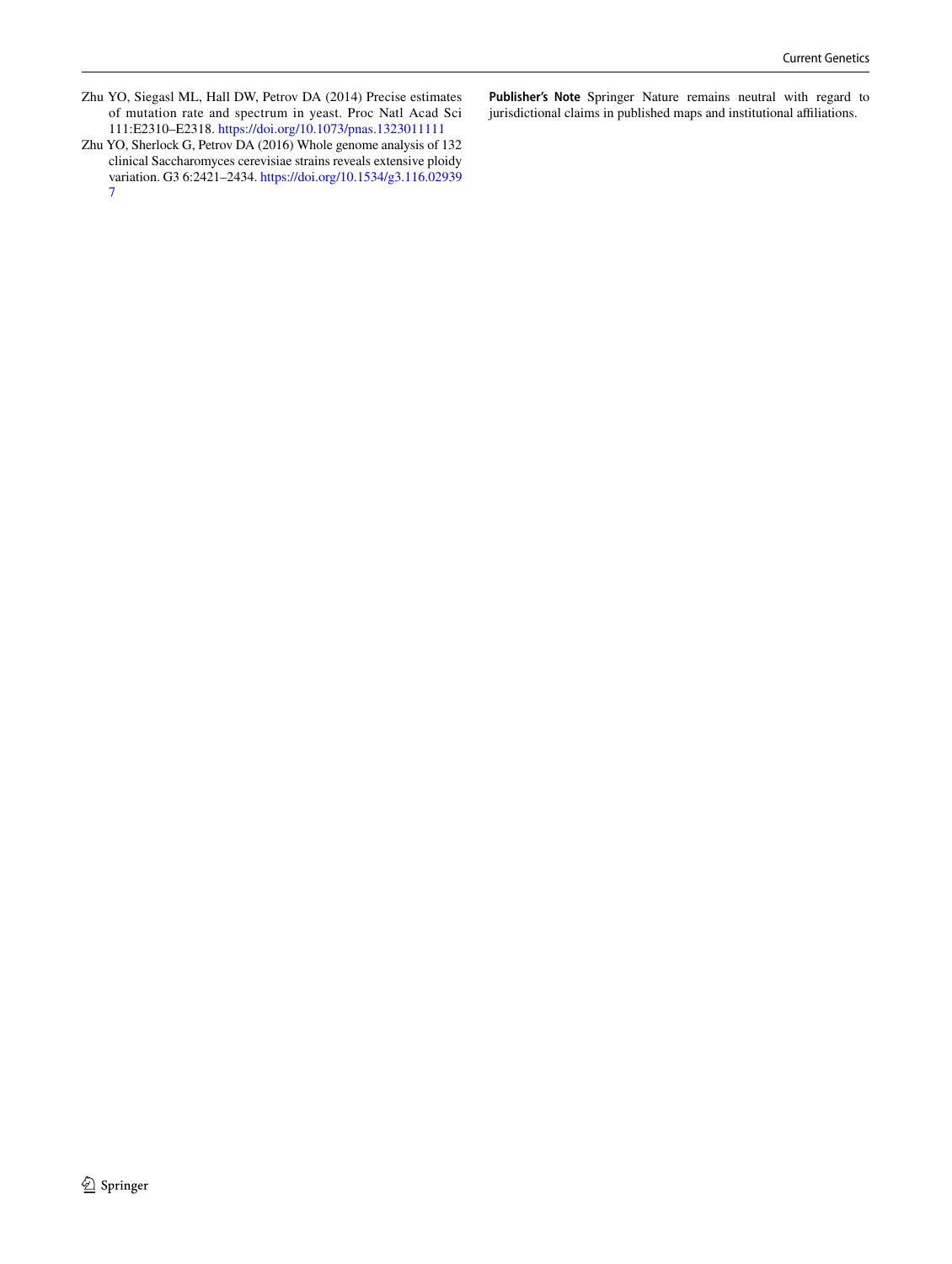Zhu YO, Siegasl ML, Hall DW, Petrov DA (2014) Precise estimates of mutation rate and spectrum in yeast. Proc Natl Acad Sci 111:E2310–E2318. https://doi.org/10.1073/pnas.1323011111

Zhu YO, Sherlock G, Petrov DA (2016) Whole genome analysis of 132 clinical Saccharomyces cerevisiae strains reveals extensive ploidy variation. G3 6:2421–2434. https://doi.org/10.1534/g3.116.029397

**Publisher's Note** Springer Nature remains neutral with regard to jurisdictional claims in published maps and institutional affiliations.